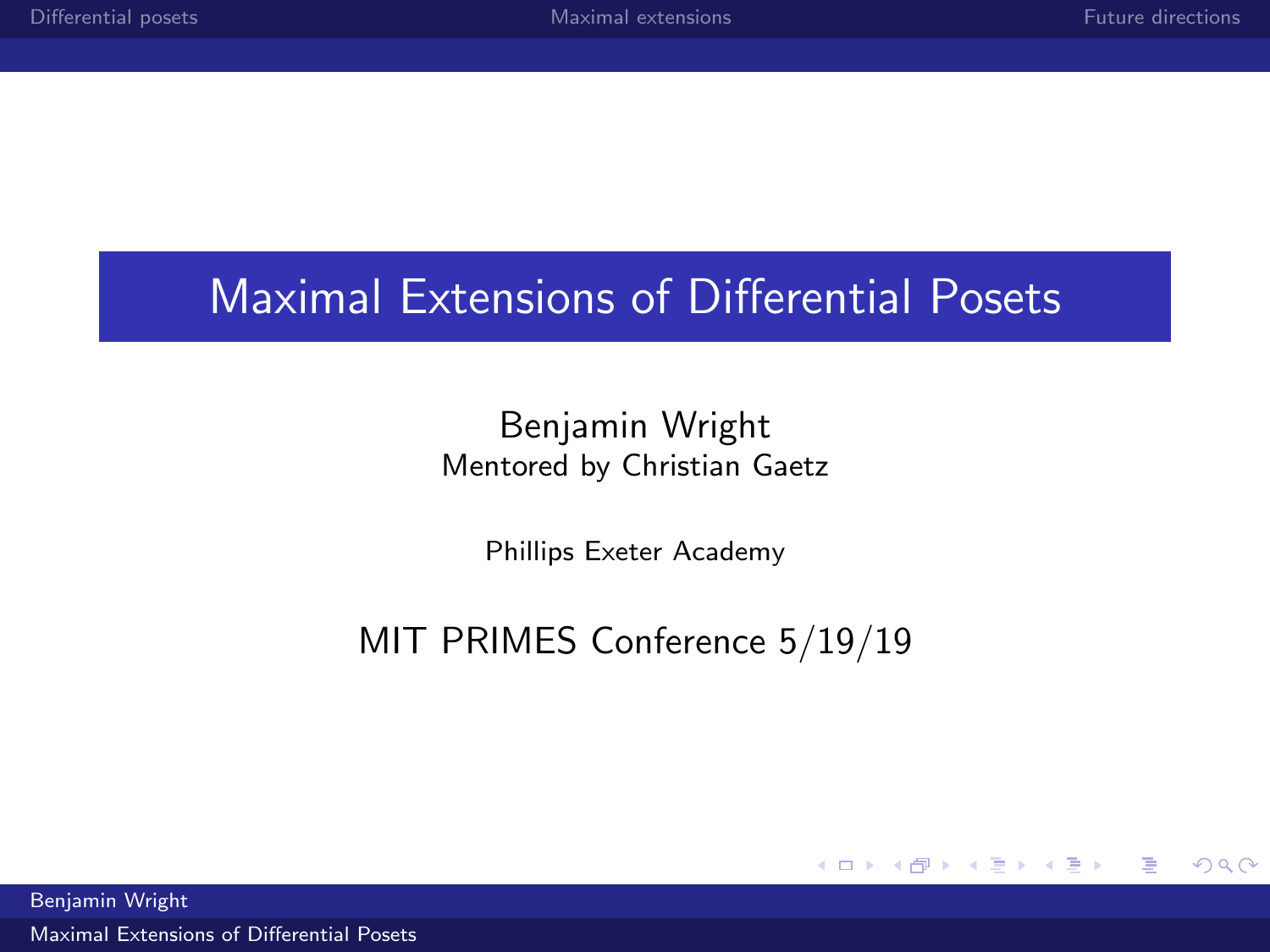# Maximal Extensions of Differential Posets

Benjamin Wright

Mentored by Christian Gaetz

Phillips Exeter Academy

MIT PRIMES Conference 5/19/19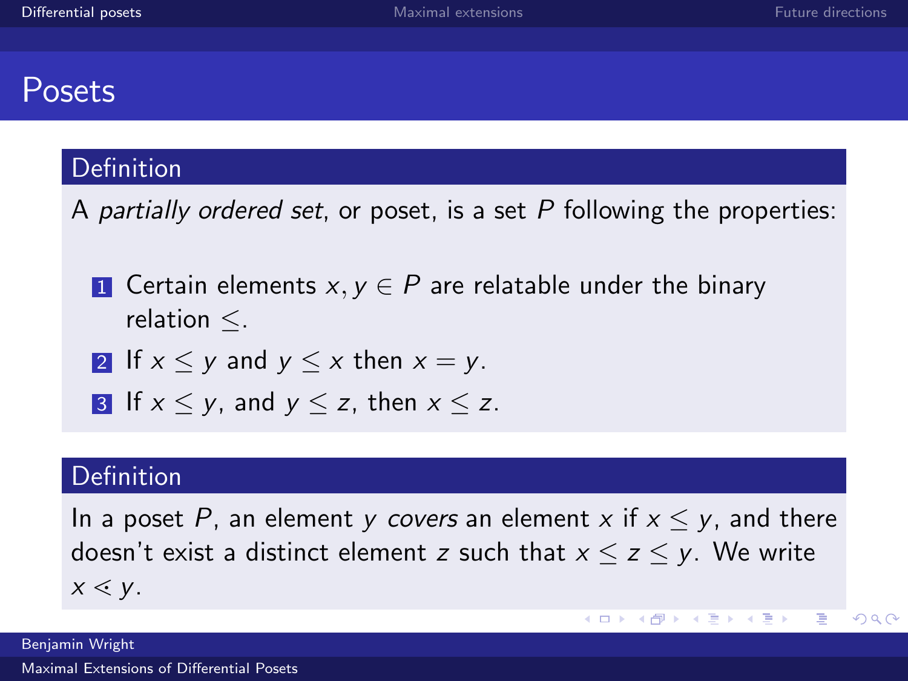# Posets

**Definition**

A *partially ordered set*, or poset, is a set $P$ following the properties:

1. Certain elements $x, y \in P$ are relatable under the binary relation $\leq$.
2. If $x \leq y$ and $y \leq x$ then $x = y$.
3. If $x \leq y$, and $y \leq z$, then $x \leq z$.

**Definition**

In a poset $P$, an element $y$ *covers* an element $x$ if $x \leq y$, and there doesn't exist a distinct element $z$ such that $x \leq z \leq y$. We write $x \lessdot y$.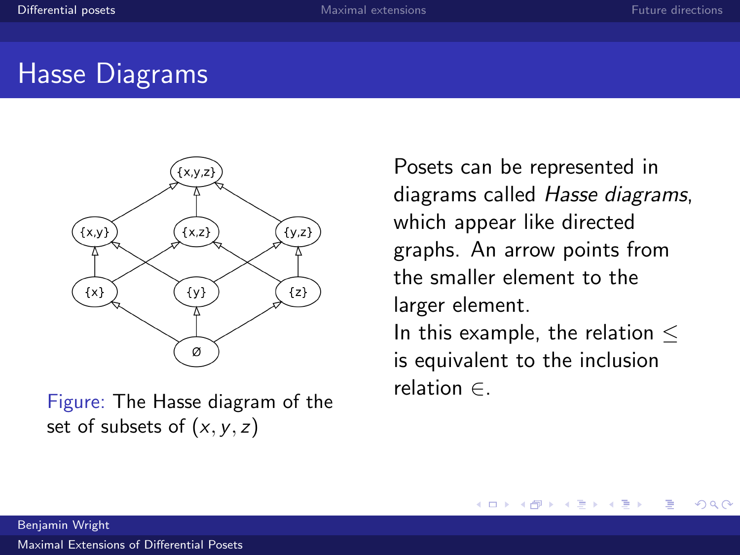# Hasse Diagrams

Figure: The Hasse diagram of the set of subsets of $(x, y, z)$

Posets can be represented in diagrams called *Hasse diagrams*, which appear like directed graphs. An arrow points from the smaller element to the larger element.

In this example, the relation $\leq$ is equivalent to the inclusion relation $\in$.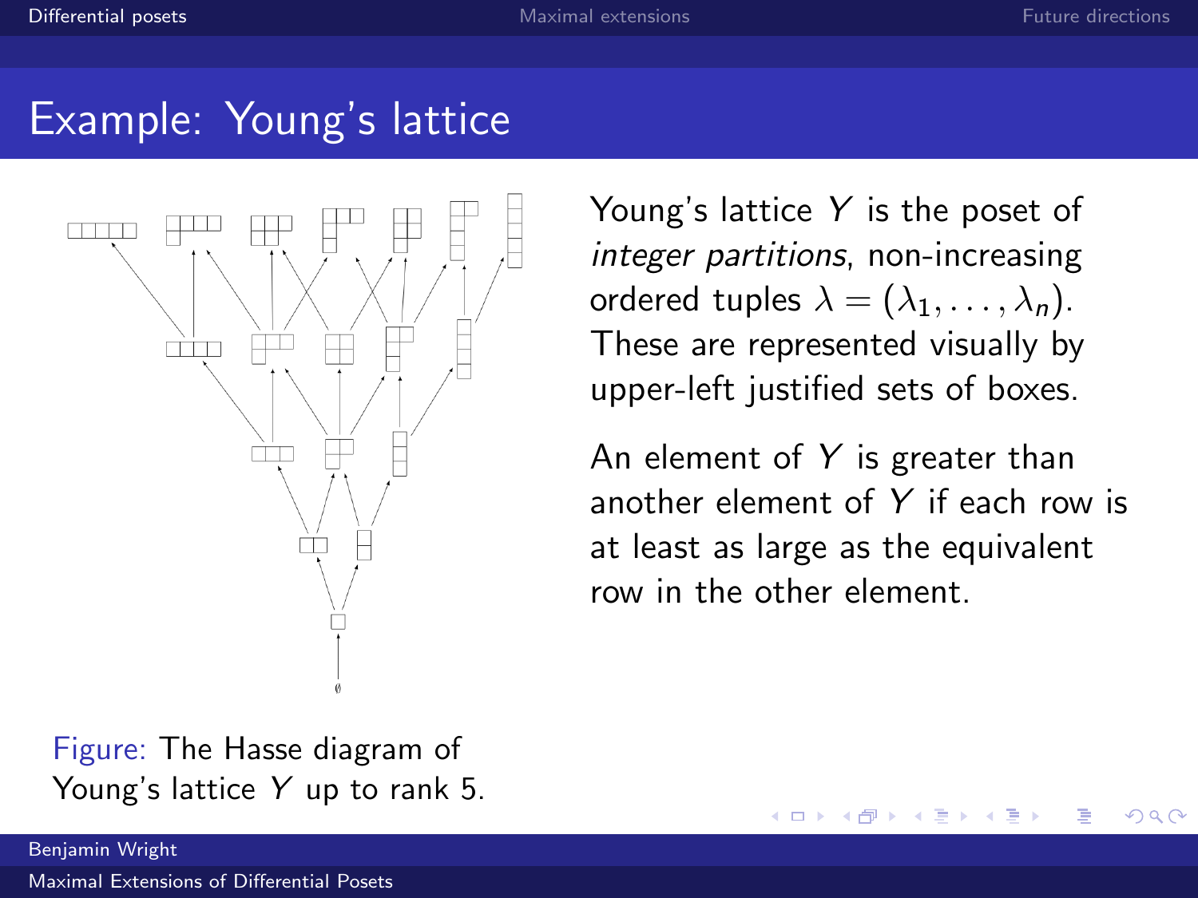## Example: Young's lattice

Figure: The Hasse diagram of Young's lattice $Y$ up to rank 5.

Young's lattice $Y$ is the poset of *integer partitions*, non-increasing ordered tuples $\lambda = (\lambda_1, \ldots, \lambda_n)$. These are represented visually by upper-left justified sets of boxes.

An element of $Y$ is greater than another element of $Y$ if each row is at least as large as the equivalent row in the other element.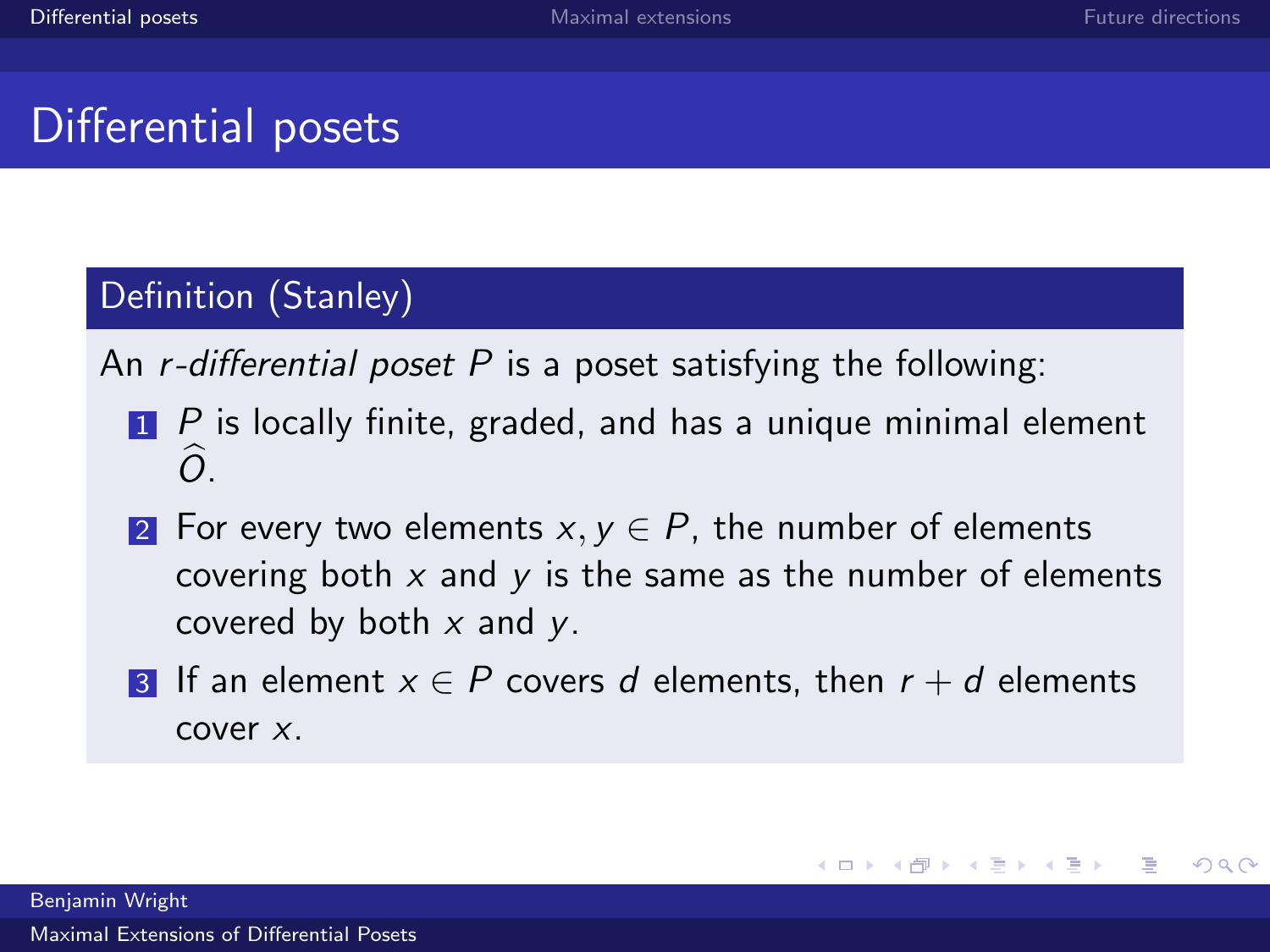# Differential posets

**Definition (Stanley)**

An *r-differential poset* $P$ is a poset satisfying the following:

1. $P$ is locally finite, graded, and has a unique minimal element $\widehat{O}$.
2. For every two elements $x, y \in P$, the number of elements covering both $x$ and $y$ is the same as the number of elements covered by both $x$ and $y$.
3. If an element $x \in P$ covers $d$ elements, then $r + d$ elements cover $x$.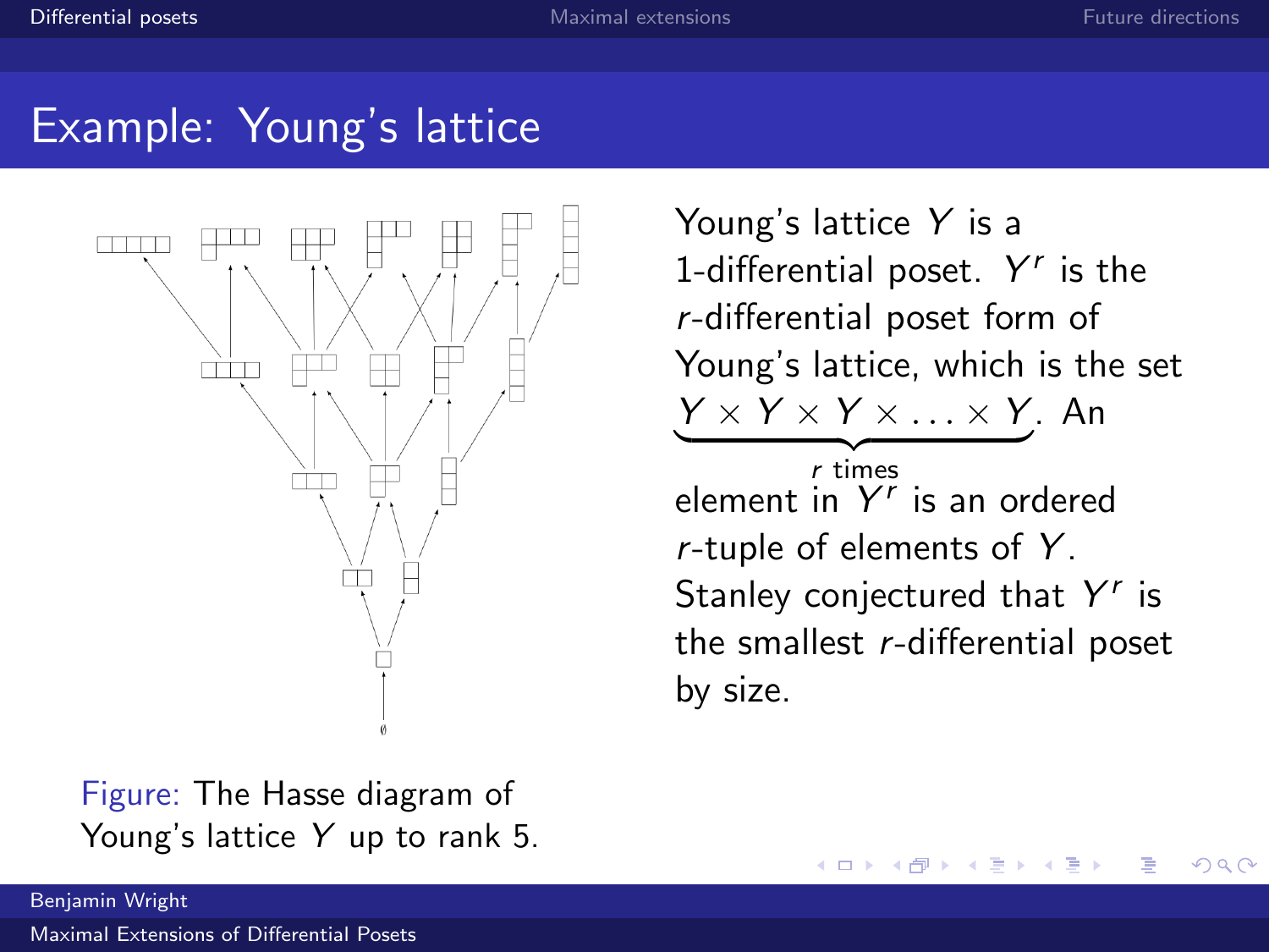# Example: Young's lattice

Figure: The Hasse diagram of Young's lattice $Y$ up to rank 5.

Young's lattice $Y$ is a 1-differential poset. $Y^r$ is the $r$-differential poset form of Young's lattice, which is the set $\underbrace{Y \times Y \times Y \times \ldots \times Y}_{r \text{ times}}$. An element in $Y^r$ is an ordered $r$-tuple of elements of $Y$. Stanley conjectured that $Y^r$ is the smallest $r$-differential poset by size.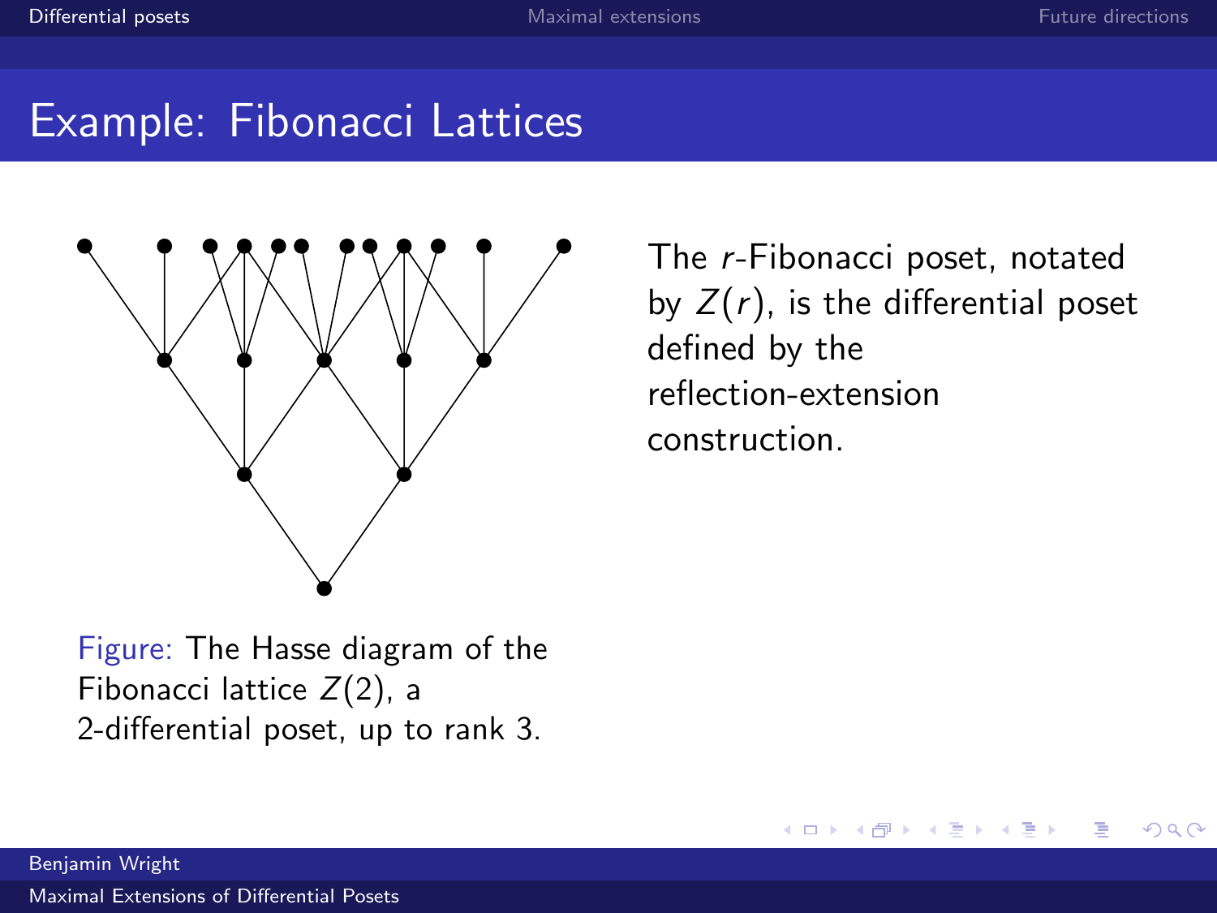# Example: Fibonacci Lattices

Figure: The Hasse diagram of the Fibonacci lattice $Z(2)$, a 2-differential poset, up to rank 3.

The $r$-Fibonacci poset, notated by $Z(r)$, is the differential poset defined by the reflection-extension construction.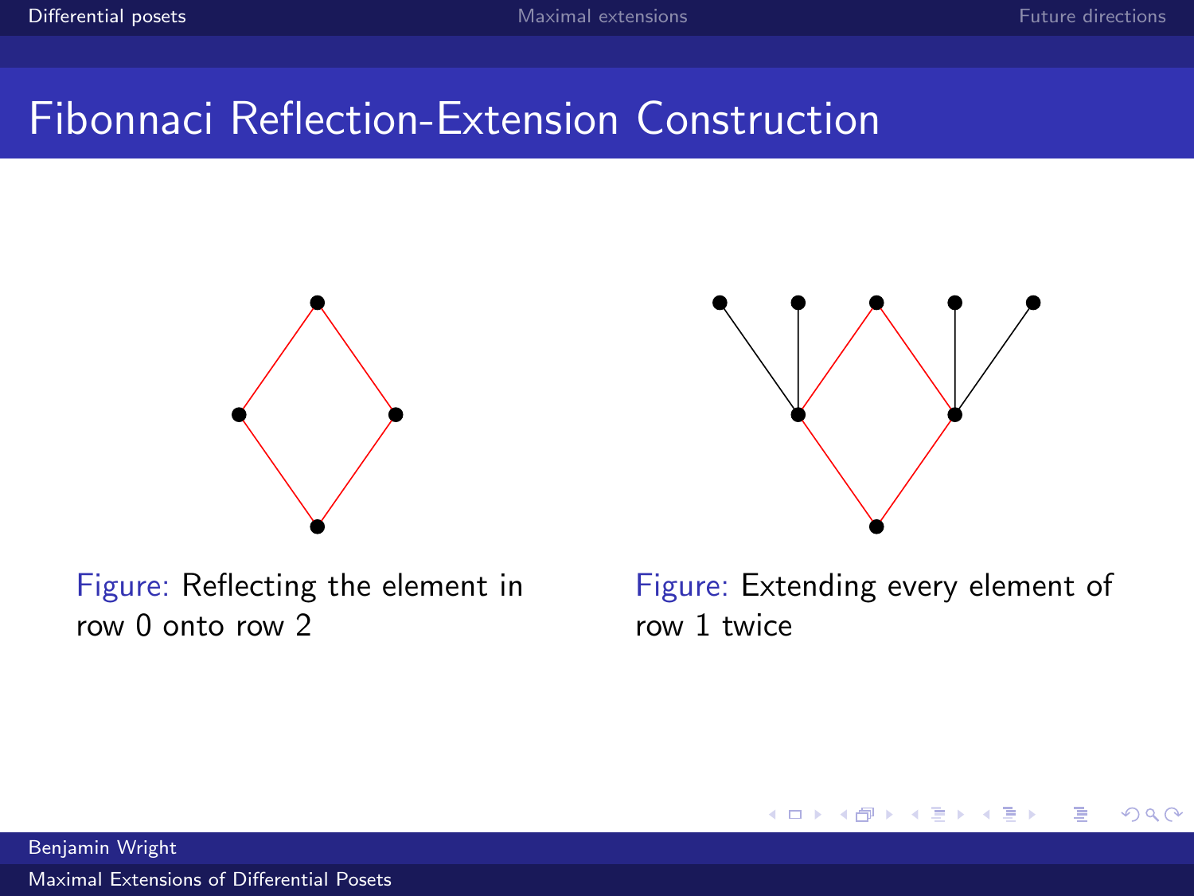# Fibonnaci Reflection-Extension Construction

Figure: Reflecting the element in row 0 onto row 2

Figure: Extending every element of row 1 twice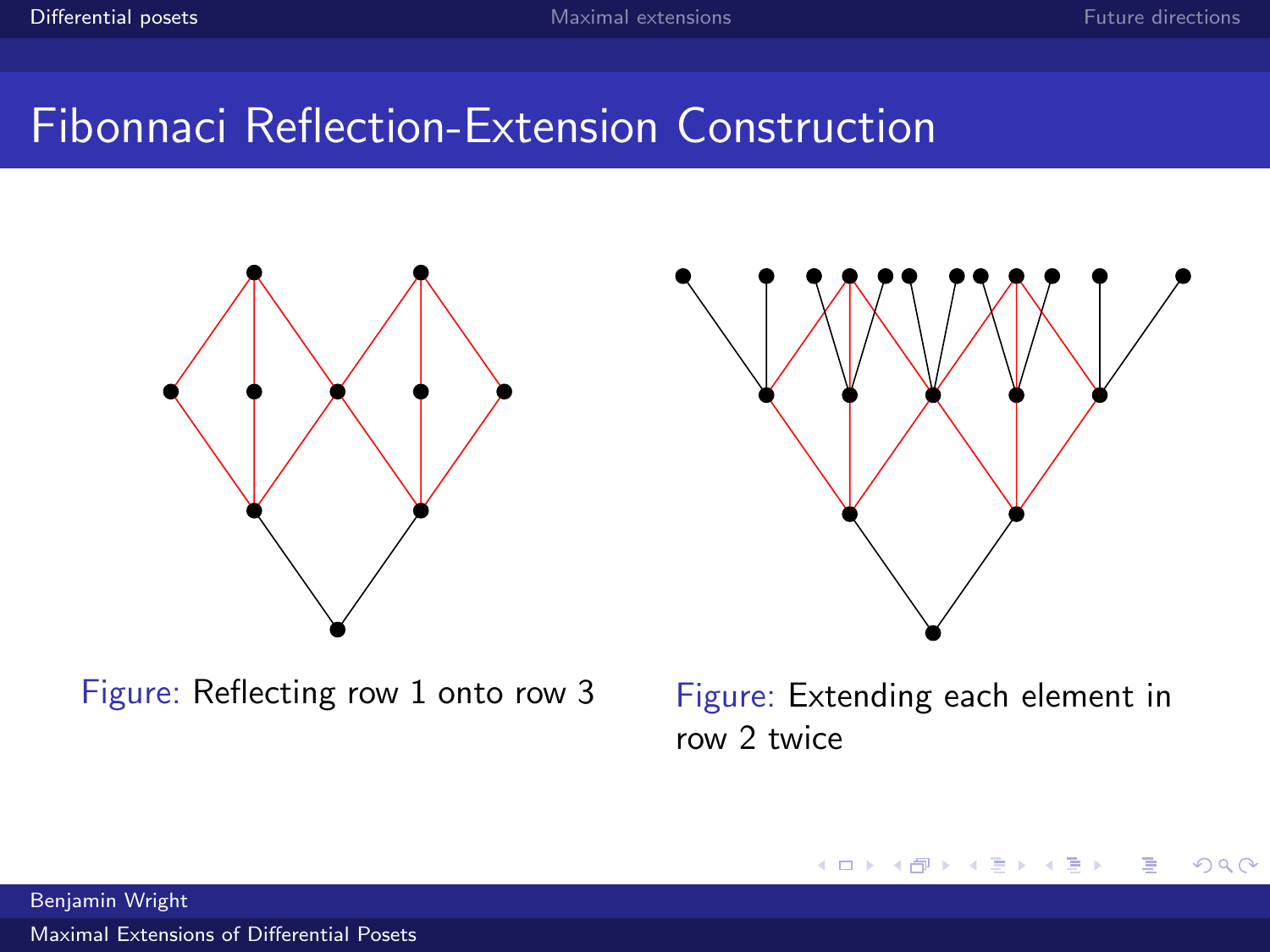# Fibonnaci Reflection-Extension Construction

Figure: Reflecting row 1 onto row 3

Figure: Extending each element in row 2 twice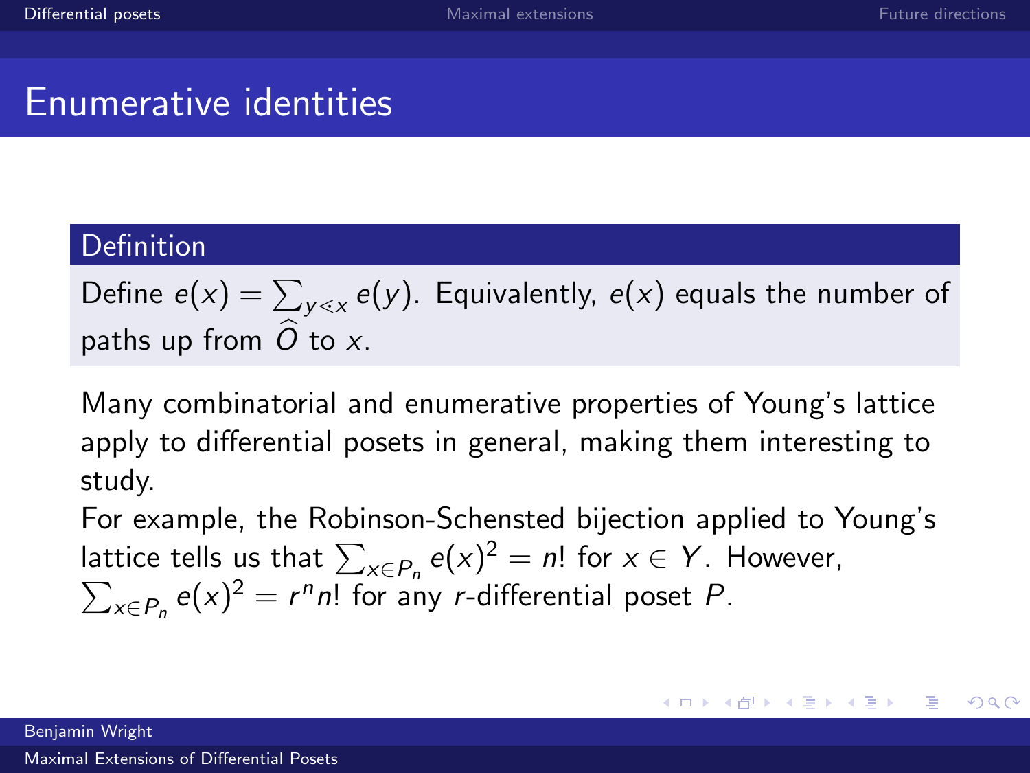# Enumerative identities

**Definition**

Define $e(x) = \sum_{y \lessdot x} e(y)$. Equivalently, $e(x)$ equals the number of paths up from $\widehat{O}$ to $x$.

Many combinatorial and enumerative properties of Young's lattice apply to differential posets in general, making them interesting to study.

For example, the Robinson-Schensted bijection applied to Young's lattice tells us that $\sum_{x \in P_n} e(x)^2 = n!$ for $x \in Y$. However, $\sum_{x \in P_n} e(x)^2 = r^n n!$ for any $r$-differential poset $P$.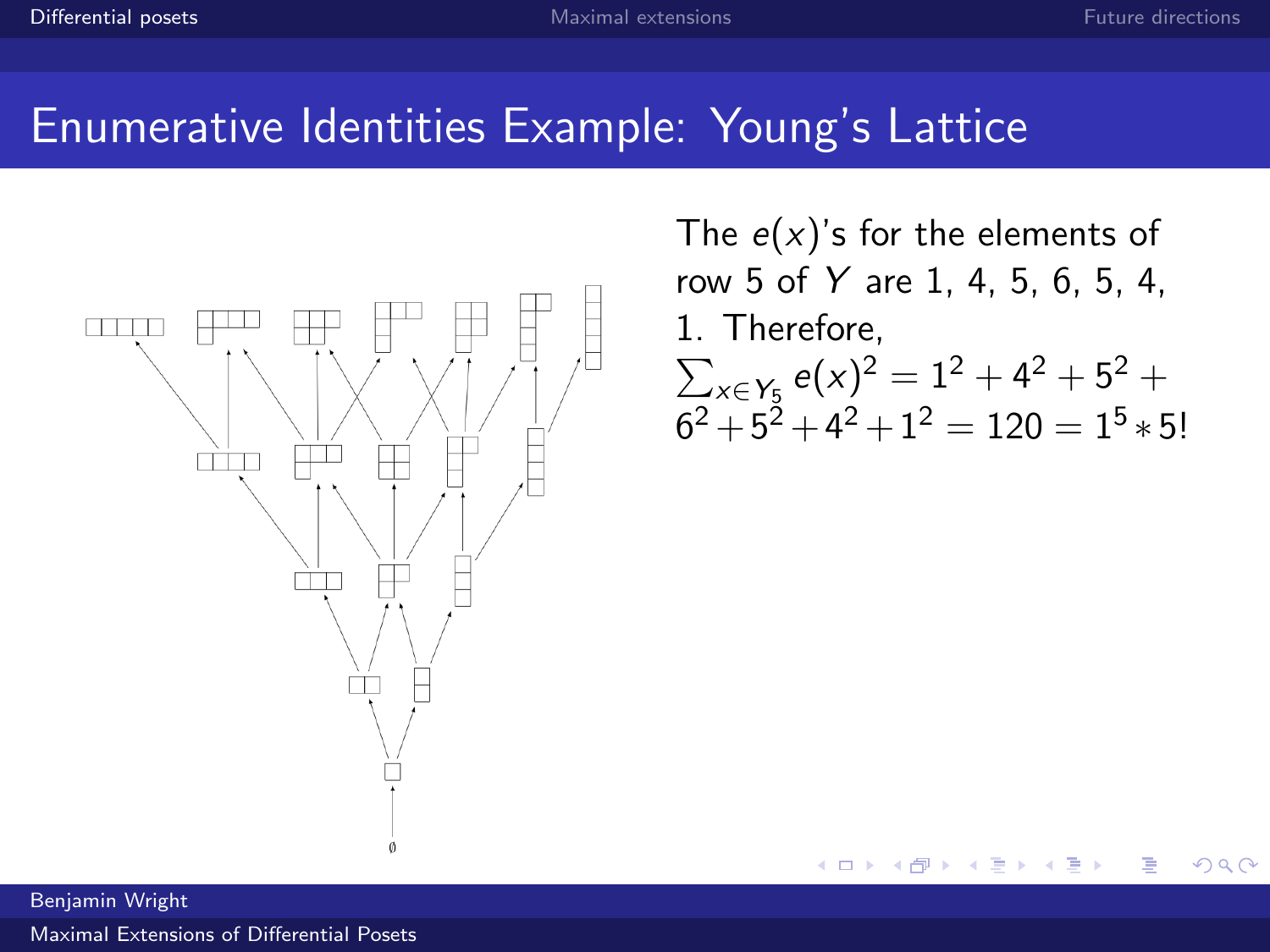# Enumerative Identities Example: Young's Lattice

The $e(x)$'s for the elements of row 5 of $Y$ are 1, 4, 5, 6, 5, 4, 1. Therefore,
$\sum_{x \in Y_5} e(x)^2 = 1^2 + 4^2 + 5^2 + 6^2 + 5^2 + 4^2 + 1^2 = 120 = 1^5 * 5!$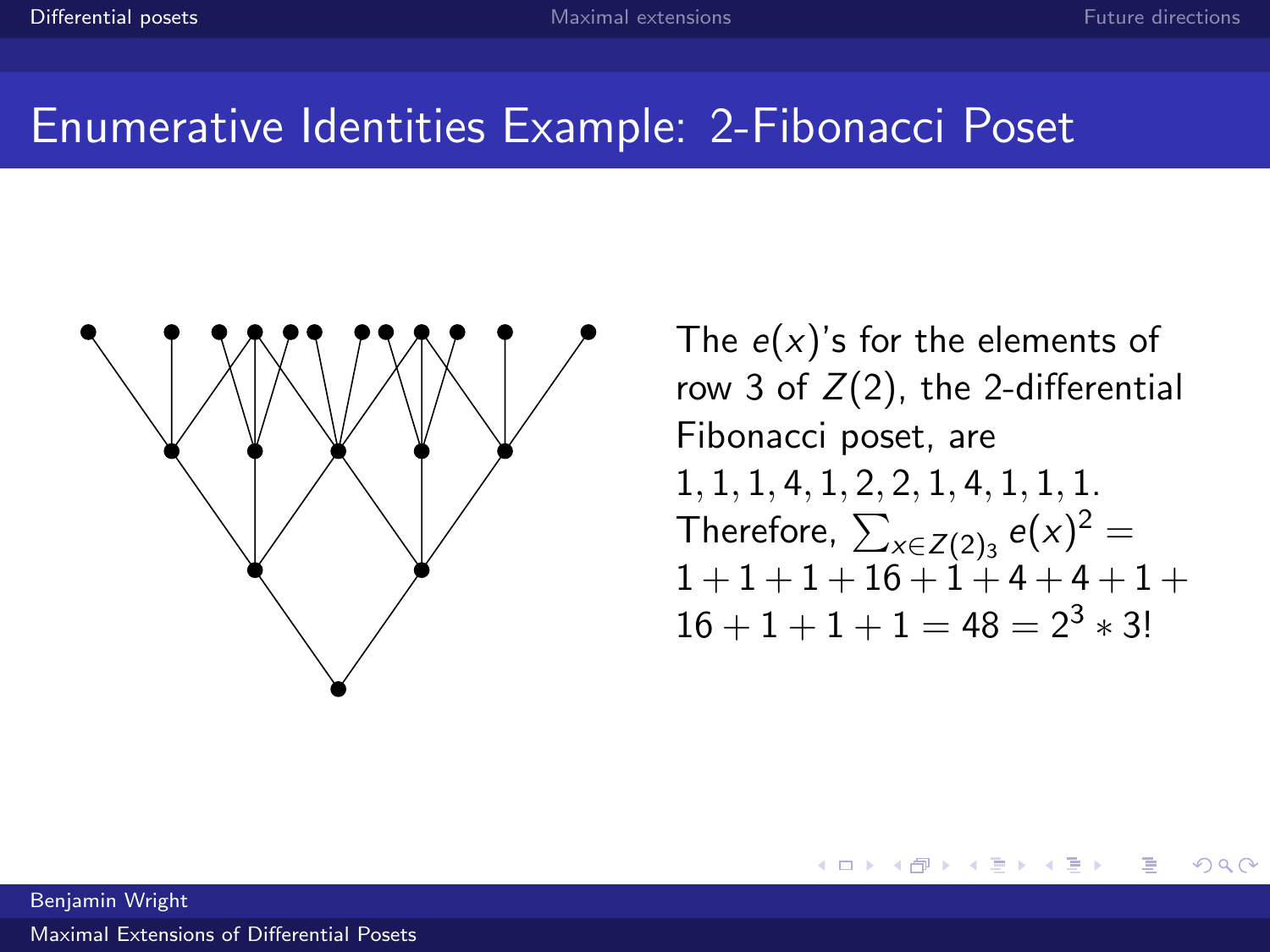# Enumerative Identities Example: 2-Fibonacci Poset

The $e(x)$'s for the elements of row 3 of $Z(2)$, the 2-differential Fibonacci poset, are $1, 1, 1, 4, 1, 2, 2, 1, 4, 1, 1, 1$. Therefore, $\sum_{x \in Z(2)_3} e(x)^2 = 1+1+1+16+1+4+4+1+16+1+1+1 = 48 = 2^3 * 3!$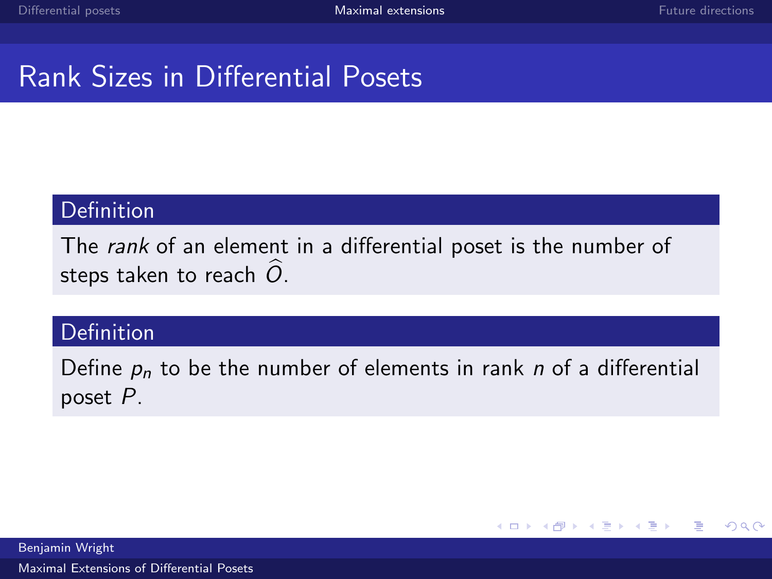# Rank Sizes in Differential Posets

**Definition**

The *rank* of an element in a differential poset is the number of steps taken to reach $\widehat{O}$.

**Definition**

Define $p_n$ to be the number of elements in rank $n$ of a differential poset $P$.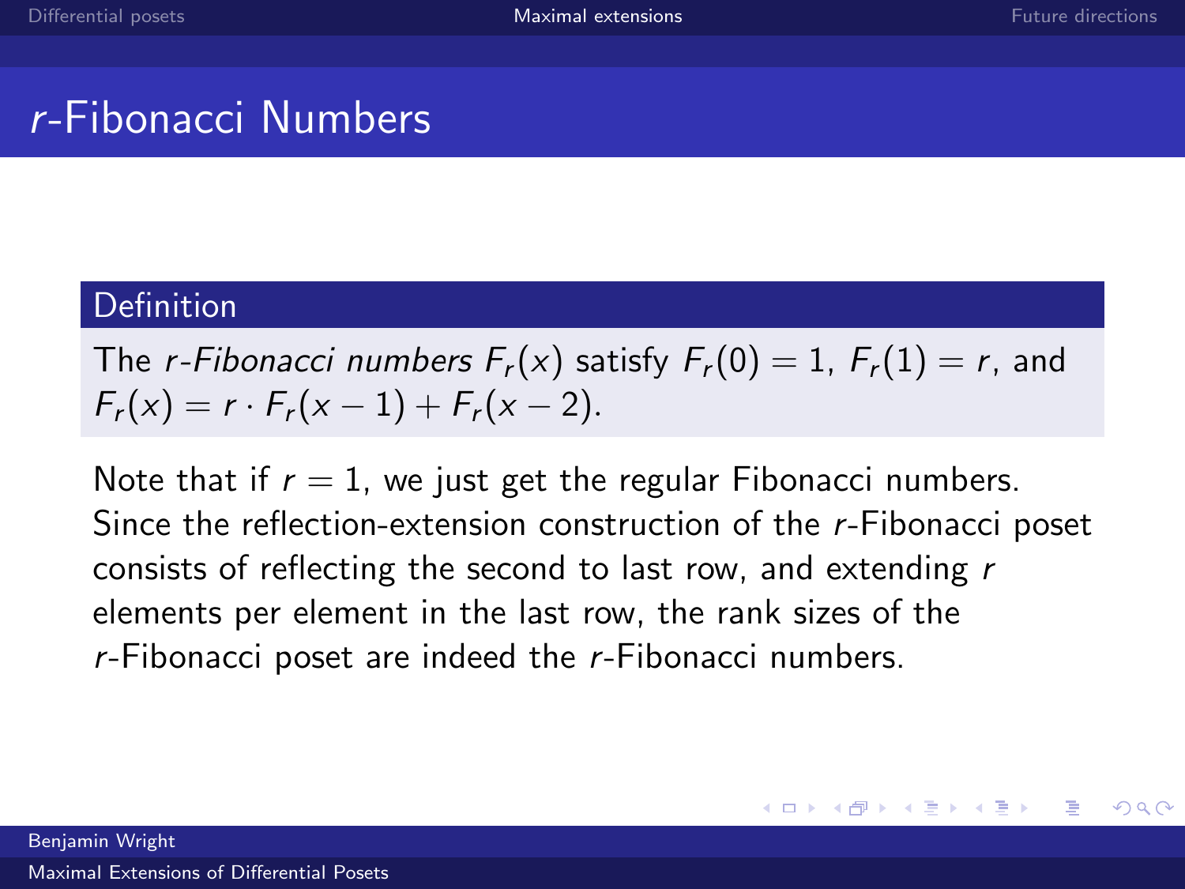# $r$-Fibonacci Numbers

**Definition**

The *$r$-Fibonacci numbers* $F_r(x)$ satisfy $F_r(0) = 1$, $F_r(1) = r$, and $F_r(x) = r \cdot F_r(x-1) + F_r(x-2)$.

Note that if $r = 1$, we just get the regular Fibonacci numbers. Since the reflection-extension construction of the $r$-Fibonacci poset consists of reflecting the second to last row, and extending $r$ elements per element in the last row, the rank sizes of the $r$-Fibonacci poset are indeed the $r$-Fibonacci numbers.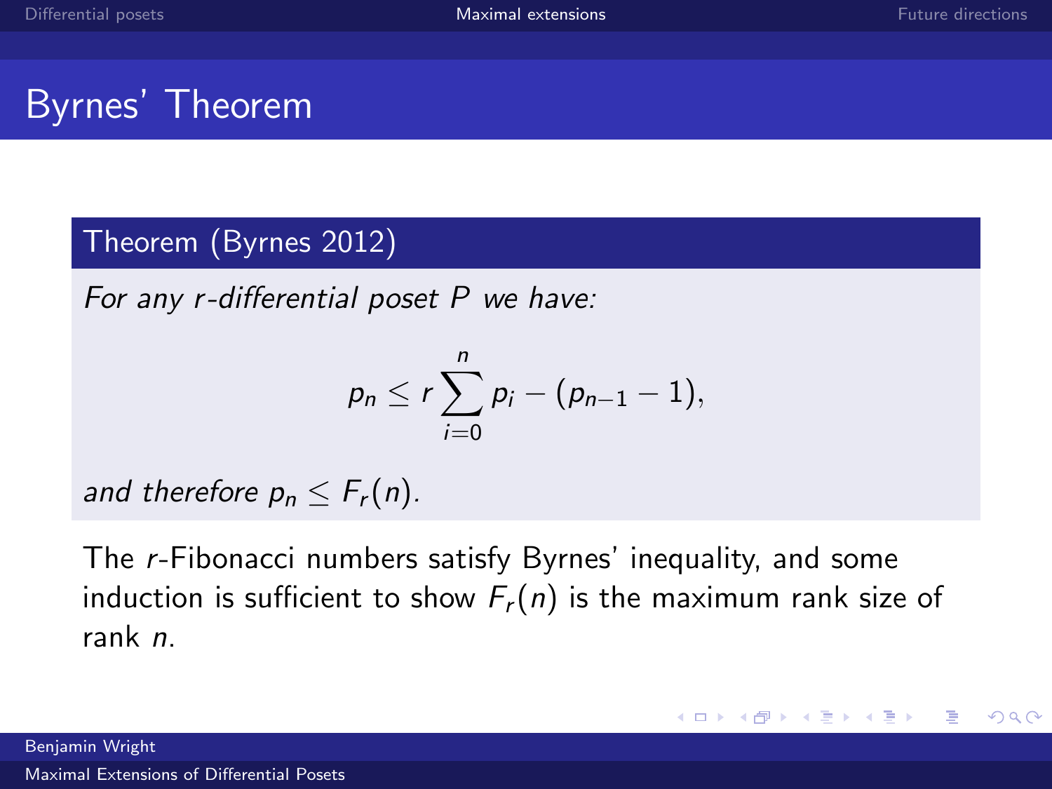# Byrnes' Theorem

**Theorem (Byrnes 2012)**

*For any $r$-differential poset $P$ we have:*

$$p_n \leq r \sum_{i=0}^{n} p_i - (p_{n-1} - 1),$$

*and therefore $p_n \leq F_r(n)$.*

The $r$-Fibonacci numbers satisfy Byrnes' inequality, and some induction is sufficient to show $F_r(n)$ is the maximum rank size of rank $n$.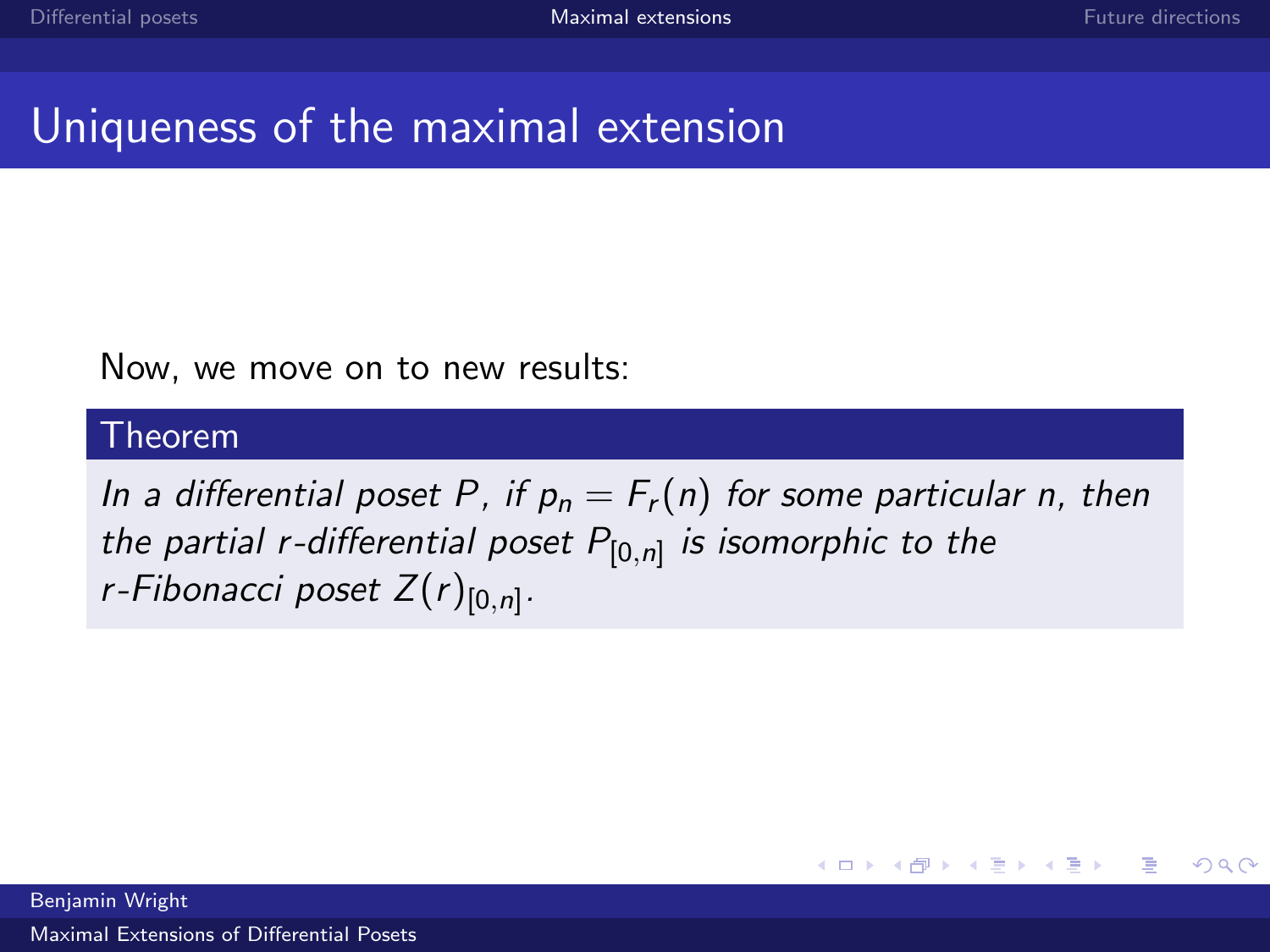# Uniqueness of the maximal extension

Now, we move on to new results:

**Theorem**

*In a differential poset $P$, if $p_n = F_r(n)$ for some particular $n$, then the partial $r$-differential poset $P_{[0,n]}$ is isomorphic to the $r$-Fibonacci poset $Z(r)_{[0,n]}$.*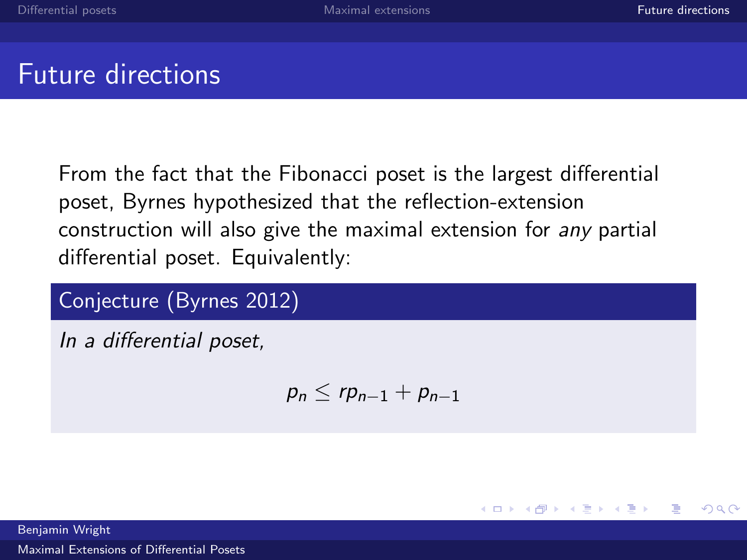# Future directions

From the fact that the Fibonacci poset is the largest differential poset, Byrnes hypothesized that the reflection-extension construction will also give the maximal extension for *any* partial differential poset. Equivalently:

**Conjecture (Byrnes 2012)**

*In a differential poset,*

$$p_n \leq rp_{n-1} + p_{n-1}$$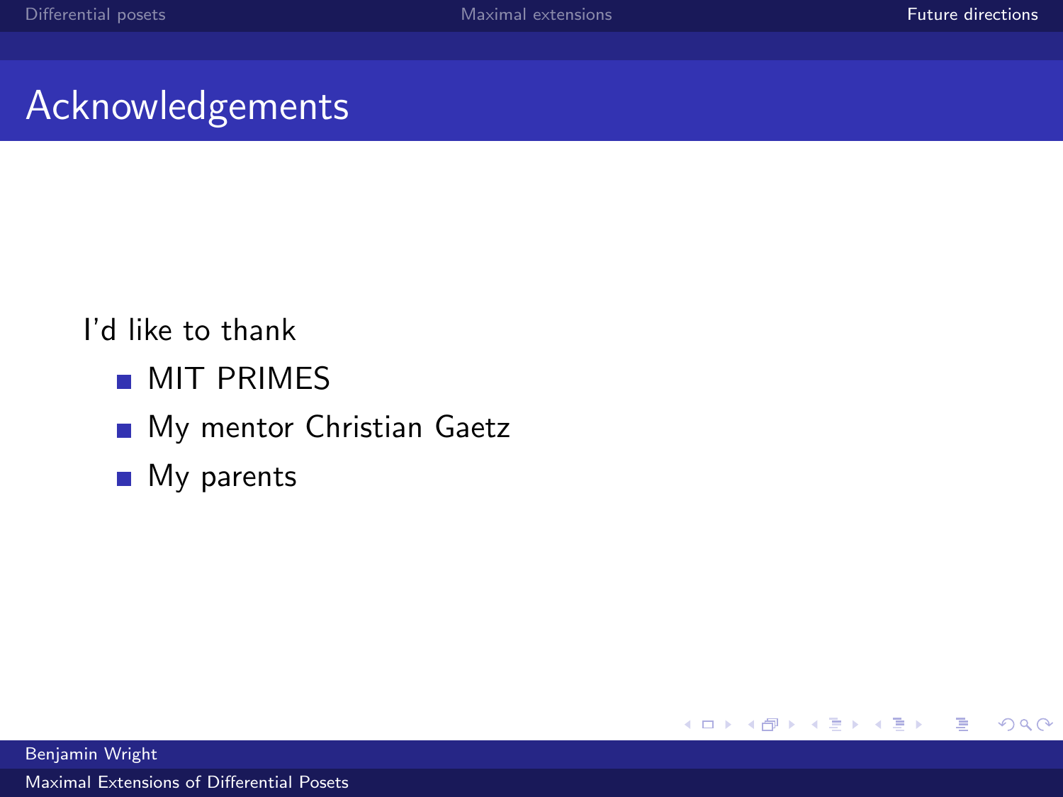# Acknowledgements

I'd like to thank

- MIT PRIMES
- My mentor Christian Gaetz
- My parents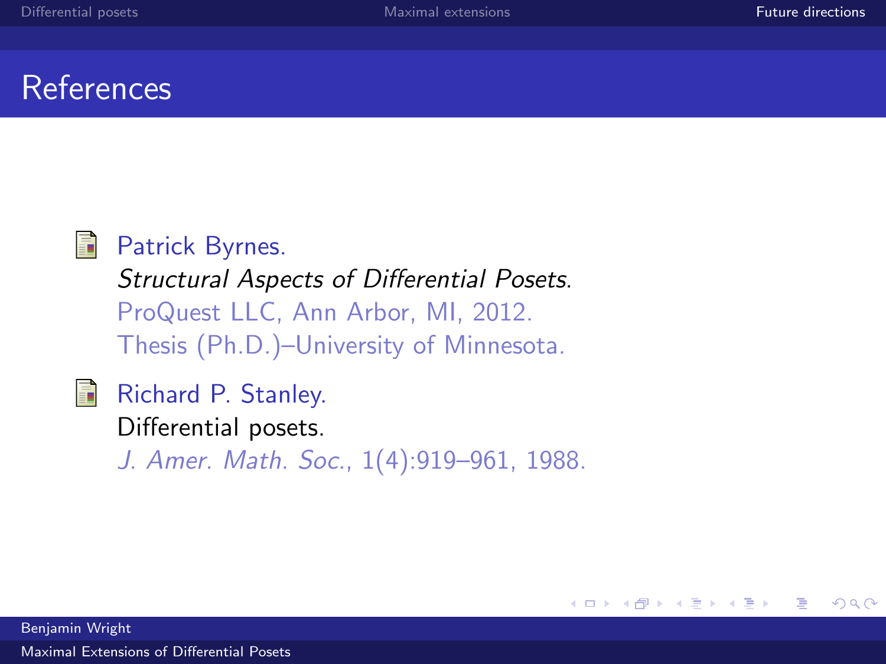# References

- Patrick Byrnes.
  *Structural Aspects of Differential Posets*.
  ProQuest LLC, Ann Arbor, MI, 2012.
  Thesis (Ph.D.)–University of Minnesota.

- Richard P. Stanley.
  Differential posets.
  *J. Amer. Math. Soc.*, 1(4):919–961, 1988.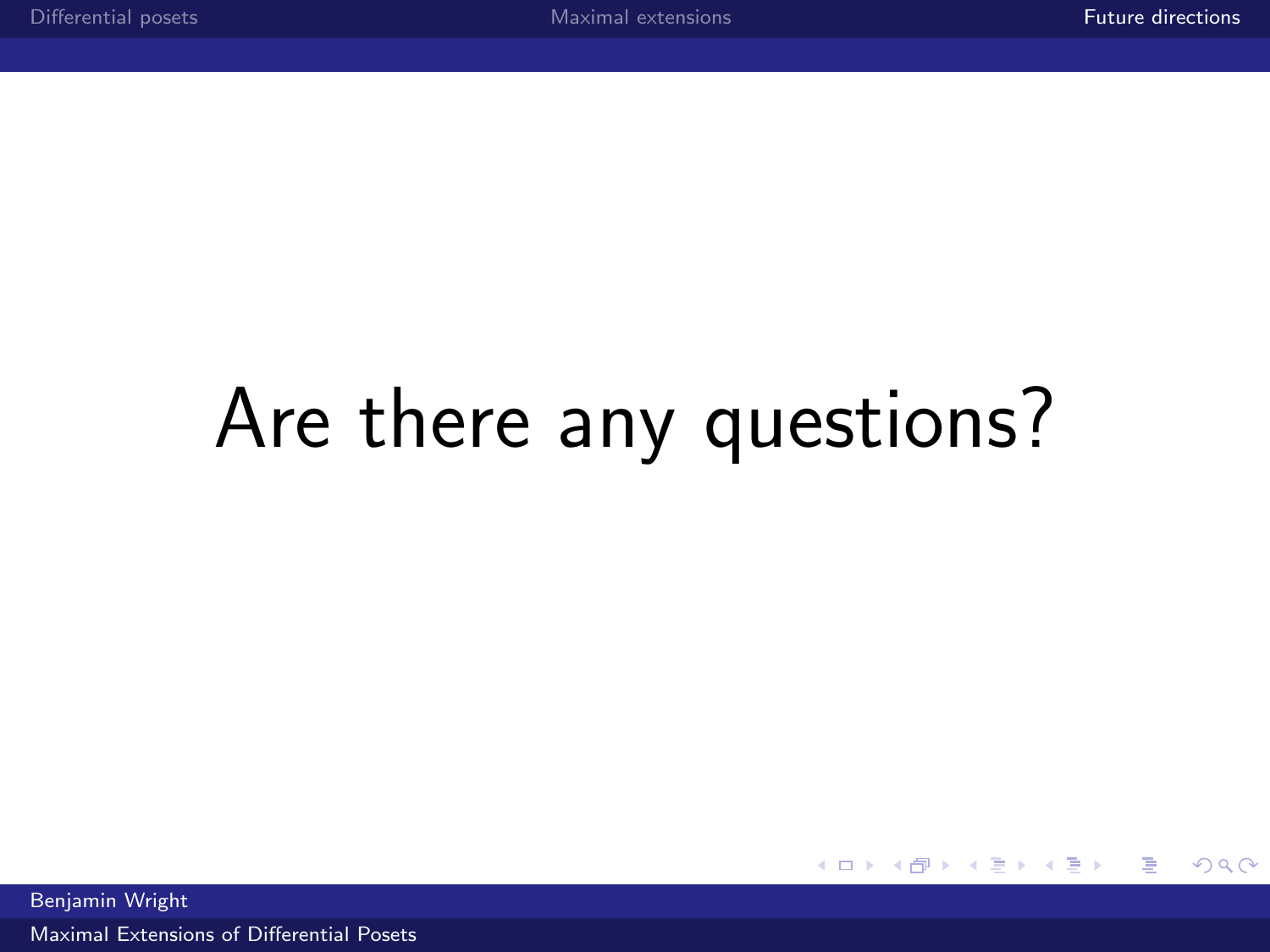Are there any questions?